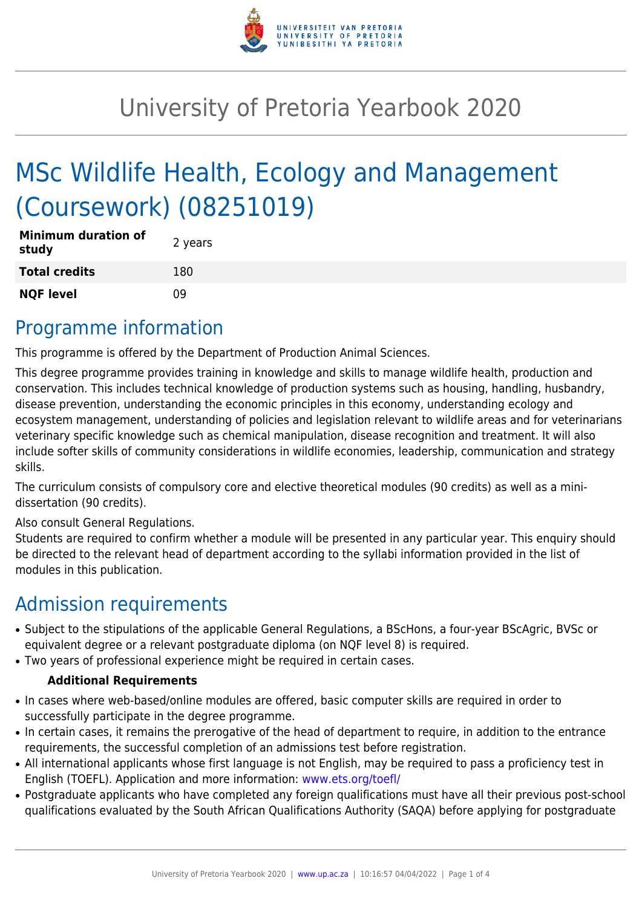# University of Pretoria Yearbook 2020

# MSc Wildlife Health, Ecology and Management (Coursework) (08251019)

| | |
|---|---|
| **Minimum duration of study** | 2 years |
| **Total credits** | 180 |
| **NQF level** | 09 |

## Programme information

This programme is offered by the Department of Production Animal Sciences.

This degree programme provides training in knowledge and skills to manage wildlife health, production and conservation. This includes technical knowledge of production systems such as housing, handling, husbandry, disease prevention, understanding the economic principles in this economy, understanding ecology and ecosystem management, understanding of policies and legislation relevant to wildlife areas and for veterinarians veterinary specific knowledge such as chemical manipulation, disease recognition and treatment. It will also include softer skills of community considerations in wildlife economies, leadership, communication and strategy skills.

The curriculum consists of compulsory core and elective theoretical modules (90 credits) as well as a mini-dissertation (90 credits).

Also consult General Regulations.
Students are required to confirm whether a module will be presented in any particular year. This enquiry should be directed to the relevant head of department according to the syllabi information provided in the list of modules in this publication.

## Admission requirements

- Subject to the stipulations of the applicable General Regulations, a BScHons, a four-year BScAgric, BVSc or equivalent degree or a relevant postgraduate diploma (on NQF level 8) is required.
- Two years of professional experience might be required in certain cases.

**Additional Requirements**

- In cases where web-based/online modules are offered, basic computer skills are required in order to successfully participate in the degree programme.
- In certain cases, it remains the prerogative of the head of department to require, in addition to the entrance requirements, the successful completion of an admissions test before registration.
- All international applicants whose first language is not English, may be required to pass a proficiency test in English (TOEFL). Application and more information: www.ets.org/toefl/
- Postgraduate applicants who have completed any foreign qualifications must have all their previous post-school qualifications evaluated by the South African Qualifications Authority (SAQA) before applying for postgraduate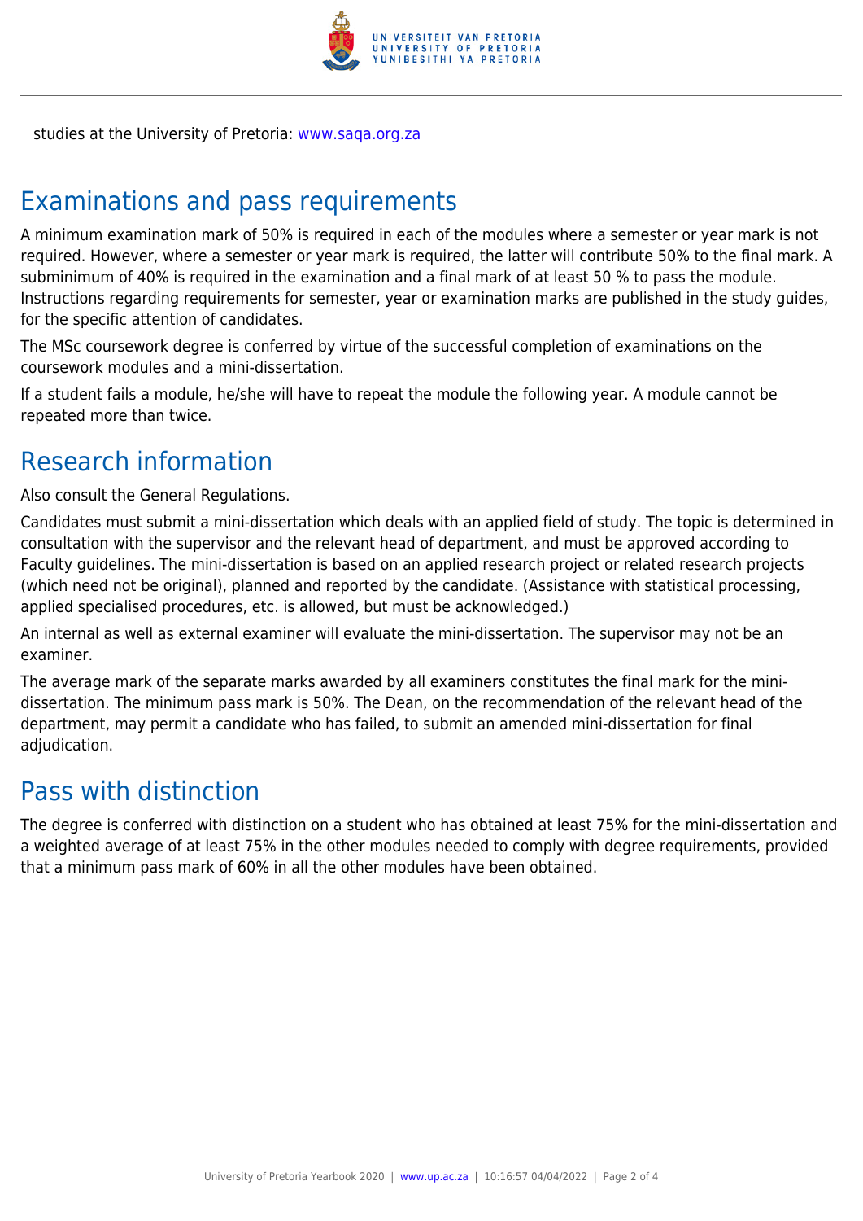studies at the University of Pretoria: www.saqa.org.za

## Examinations and pass requirements

A minimum examination mark of 50% is required in each of the modules where a semester or year mark is not required. However, where a semester or year mark is required, the latter will contribute 50% to the final mark. A subminimum of 40% is required in the examination and a final mark of at least 50 % to pass the module. Instructions regarding requirements for semester, year or examination marks are published in the study guides, for the specific attention of candidates.

The MSc coursework degree is conferred by virtue of the successful completion of examinations on the coursework modules and a mini-dissertation.

If a student fails a module, he/she will have to repeat the module the following year. A module cannot be repeated more than twice.

## Research information

Also consult the General Regulations.

Candidates must submit a mini-dissertation which deals with an applied field of study. The topic is determined in consultation with the supervisor and the relevant head of department, and must be approved according to Faculty guidelines. The mini-dissertation is based on an applied research project or related research projects (which need not be original), planned and reported by the candidate. (Assistance with statistical processing, applied specialised procedures, etc. is allowed, but must be acknowledged.)

An internal as well as external examiner will evaluate the mini-dissertation. The supervisor may not be an examiner.

The average mark of the separate marks awarded by all examiners constitutes the final mark for the mini-dissertation. The minimum pass mark is 50%. The Dean, on the recommendation of the relevant head of the department, may permit a candidate who has failed, to submit an amended mini-dissertation for final adjudication.

## Pass with distinction

The degree is conferred with distinction on a student who has obtained at least 75% for the mini-dissertation and a weighted average of at least 75% in the other modules needed to comply with degree requirements, provided that a minimum pass mark of 60% in all the other modules have been obtained.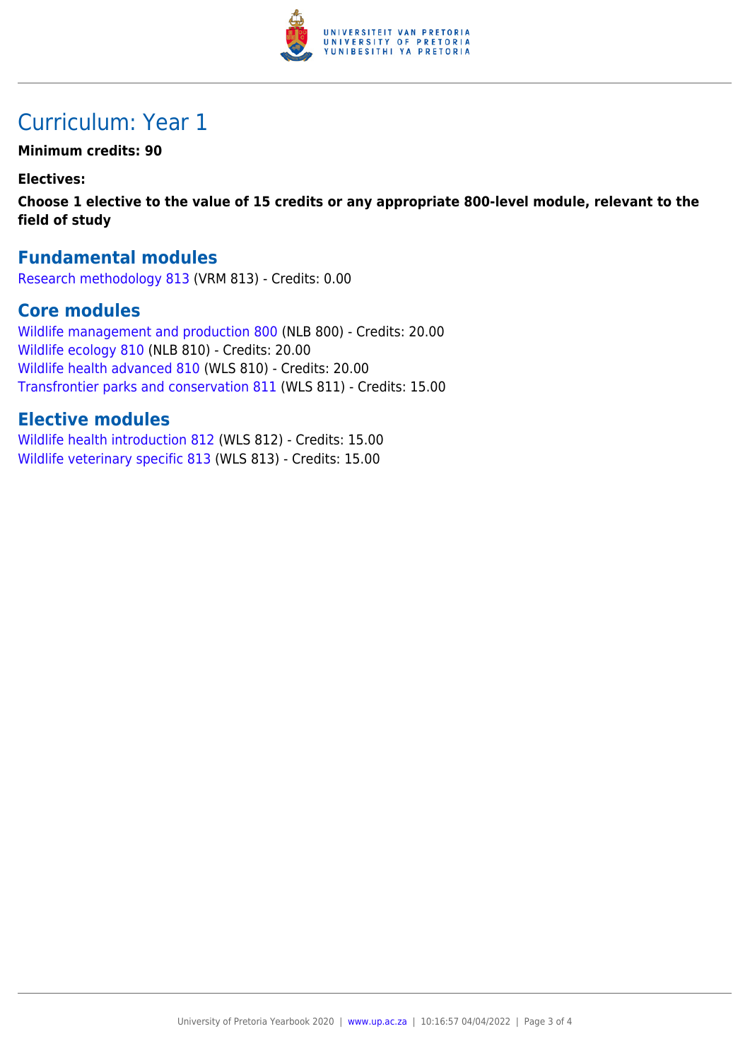# Curriculum: Year 1

**Minimum credits: 90**

**Electives:**

**Choose 1 elective to the value of 15 credits or any appropriate 800-level module, relevant to the field of study**

## Fundamental modules

Research methodology 813 (VRM 813) - Credits: 0.00

## Core modules

Wildlife management and production 800 (NLB 800) - Credits: 20.00
Wildlife ecology 810 (NLB 810) - Credits: 20.00
Wildlife health advanced 810 (WLS 810) - Credits: 20.00
Transfrontier parks and conservation 811 (WLS 811) - Credits: 15.00

## Elective modules

Wildlife health introduction 812 (WLS 812) - Credits: 15.00
Wildlife veterinary specific 813 (WLS 813) - Credits: 15.00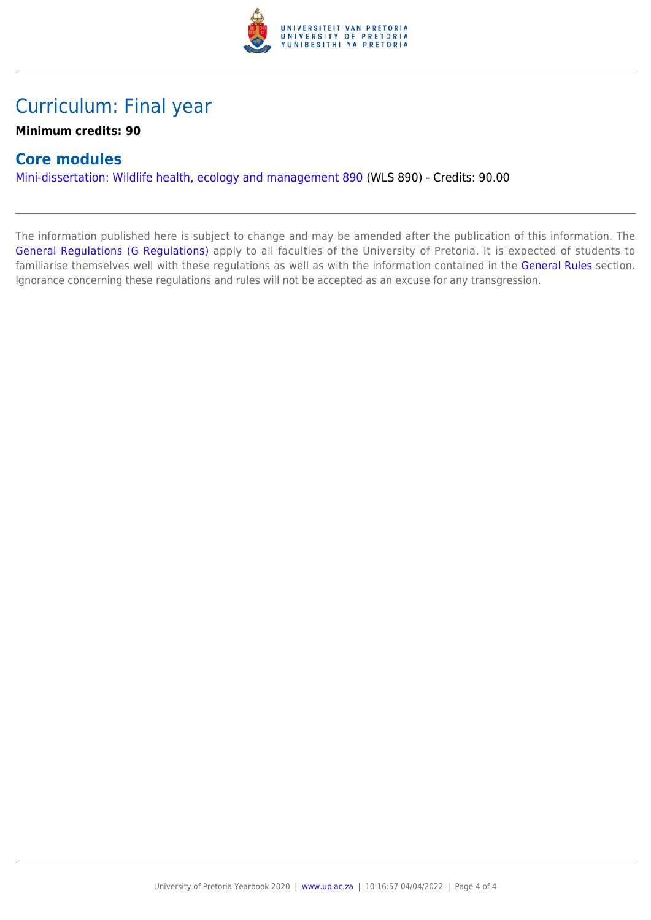## Curriculum: Final year

**Minimum credits: 90**

### Core modules

Mini-dissertation: Wildlife health, ecology and management 890 (WLS 890) - Credits: 90.00

The information published here is subject to change and may be amended after the publication of this information. The General Regulations (G Regulations) apply to all faculties of the University of Pretoria. It is expected of students to familiarise themselves well with these regulations as well as with the information contained in the General Rules section. Ignorance concerning these regulations and rules will not be accepted as an excuse for any transgression.